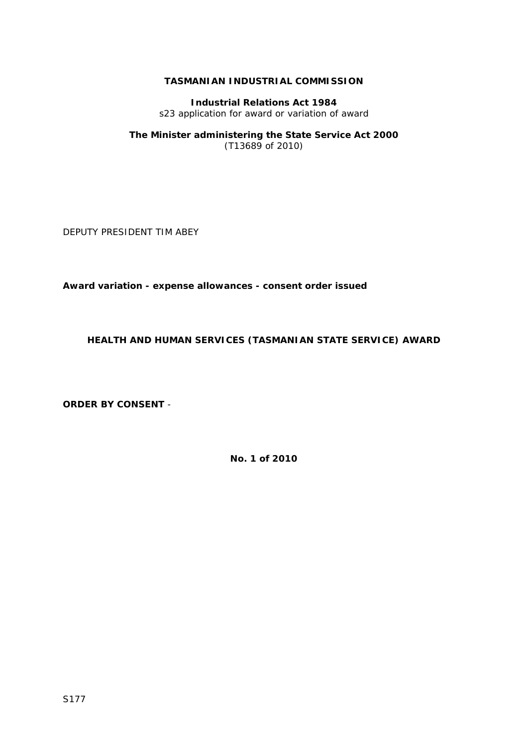**TASMANIAN INDUSTRIAL COMMISSION**

**Industrial Relations Act 1984**
s23 application for award or variation of award

**The Minister administering the State Service Act 2000**
(T13689 of 2010)

DEPUTY PRESIDENT TIM ABEY

**Award variation - expense allowances - consent order issued**

**HEALTH AND HUMAN SERVICES (TASMANIAN STATE SERVICE) AWARD**

**ORDER BY CONSENT** -

**No. 1 of 2010**

S177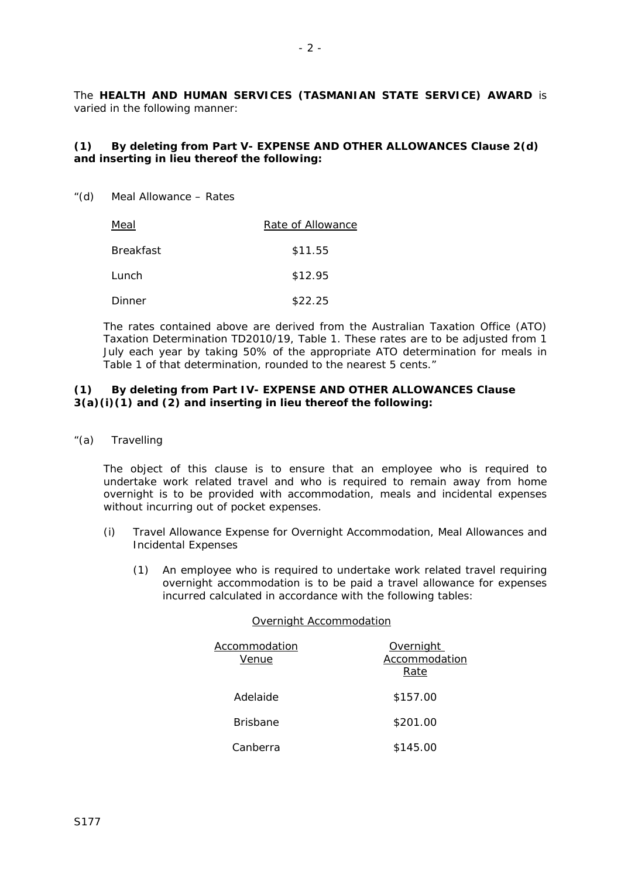The **HEALTH AND HUMAN SERVICES (TASMANIAN STATE SERVICE) AWARD** is varied in the following manner:

**(1) By deleting from Part V- EXPENSE AND OTHER ALLOWANCES Clause 2(d) and inserting in lieu thereof the following:**

"(d) Meal Allowance – Rates

| Meal | Rate of Allowance |
|---|---|
| Breakfast | $11.55 |
| Lunch | $12.95 |
| Dinner | $22.25 |

The rates contained above are derived from the Australian Taxation Office (ATO) Taxation Determination TD2010/19, Table 1. These rates are to be adjusted from 1 July each year by taking 50% of the appropriate ATO determination for meals in Table 1 of that determination, rounded to the nearest 5 cents."

**(1) By deleting from Part IV- EXPENSE AND OTHER ALLOWANCES Clause 3(a)(i)(1) and (2) and inserting in lieu thereof the following:**

"(a) Travelling

The object of this clause is to ensure that an employee who is required to undertake work related travel and who is required to remain away from home overnight is to be provided with accommodation, meals and incidental expenses without incurring out of pocket expenses.

(i) Travel Allowance Expense for Overnight Accommodation, Meal Allowances and Incidental Expenses

(1) An employee who is required to undertake work related travel requiring overnight accommodation is to be paid a travel allowance for expenses incurred calculated in accordance with the following tables:

Overnight Accommodation

| Accommodation Venue | Overnight Accommodation Rate |
|---|---|
| Adelaide | $157.00 |
| Brisbane | $201.00 |
| Canberra | $145.00 |

S177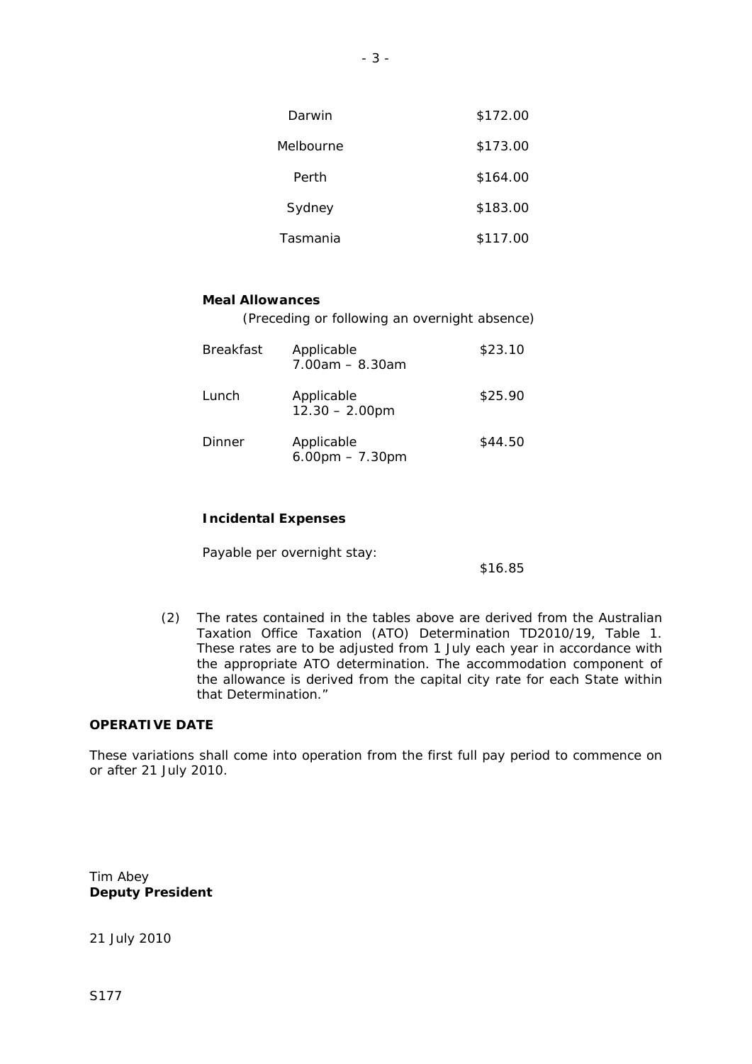| | |
|---|---|
| Darwin | $172.00 |
| Melbourne | $173.00 |
| Perth | $164.00 |
| Sydney | $183.00 |
| Tasmania | $117.00 |

**Meal Allowances**

*(Preceding or following an overnight absence)*

| | | |
|---|---|---|
| Breakfast | Applicable 7.00am – 8.30am | $23.10 |
| Lunch | Applicable 12.30 – 2.00pm | $25.90 |
| Dinner | Applicable 6.00pm – 7.30pm | $44.50 |

**Incidental Expenses**

| | |
|---|---|
| Payable per overnight stay: | $16.85 |

(2) The rates contained in the tables above are derived from the Australian Taxation Office Taxation (ATO) Determination TD2010/19, Table 1. These rates are to be adjusted from 1 July each year in accordance with the appropriate ATO determination. The accommodation component of the allowance is derived from the capital city rate for each State within that Determination."

**OPERATIVE DATE**

These variations shall come into operation from the first full pay period to commence on or after 21 July 2010.

Tim Abey
**Deputy President**

21 July 2010

S177